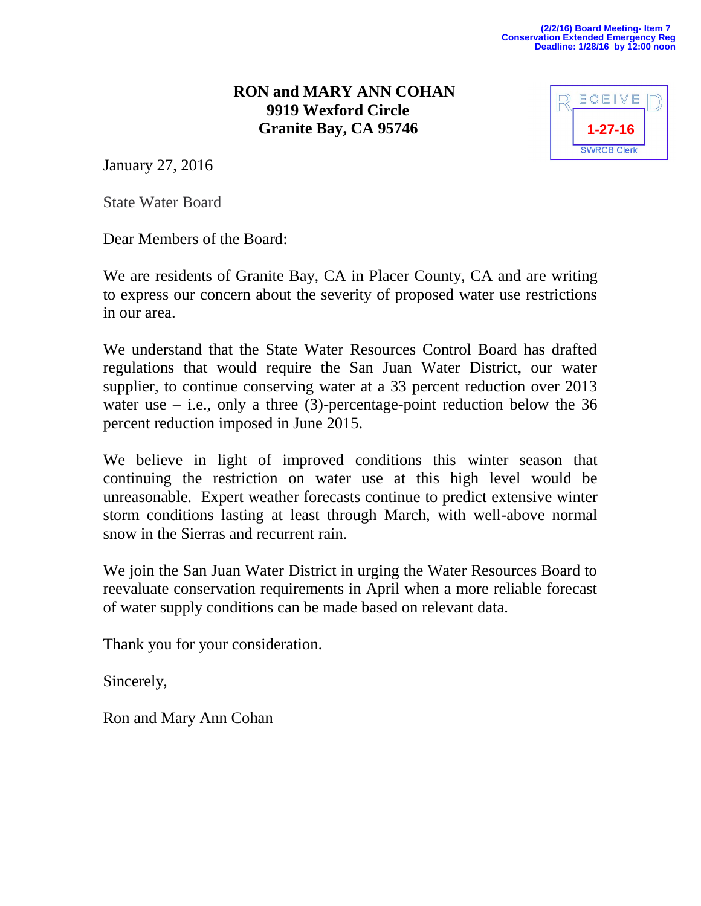(2/2/16) Board Meeting- Item 7
Conservation Extended Emergency Reg
Deadline: 1/28/16 by 12:00 noon

**RON and MARY ANN COHAN**
**9919 Wexford Circle**
**Granite Bay, CA 95746**

RECEIVED
1-27-16
SWRCB Clerk

January 27, 2016

State Water Board

Dear Members of the Board:

We are residents of Granite Bay, CA in Placer County, CA and are writing to express our concern about the severity of proposed water use restrictions in our area.

We understand that the State Water Resources Control Board has drafted regulations that would require the San Juan Water District, our water supplier, to continue conserving water at a 33 percent reduction over 2013 water use – i.e., only a three (3)-percentage-point reduction below the 36 percent reduction imposed in June 2015.

We believe in light of improved conditions this winter season that continuing the restriction on water use at this high level would be unreasonable. Expert weather forecasts continue to predict extensive winter storm conditions lasting at least through March, with well-above normal snow in the Sierras and recurrent rain.

We join the San Juan Water District in urging the Water Resources Board to reevaluate conservation requirements in April when a more reliable forecast of water supply conditions can be made based on relevant data.

Thank you for your consideration.

Sincerely,

Ron and Mary Ann Cohan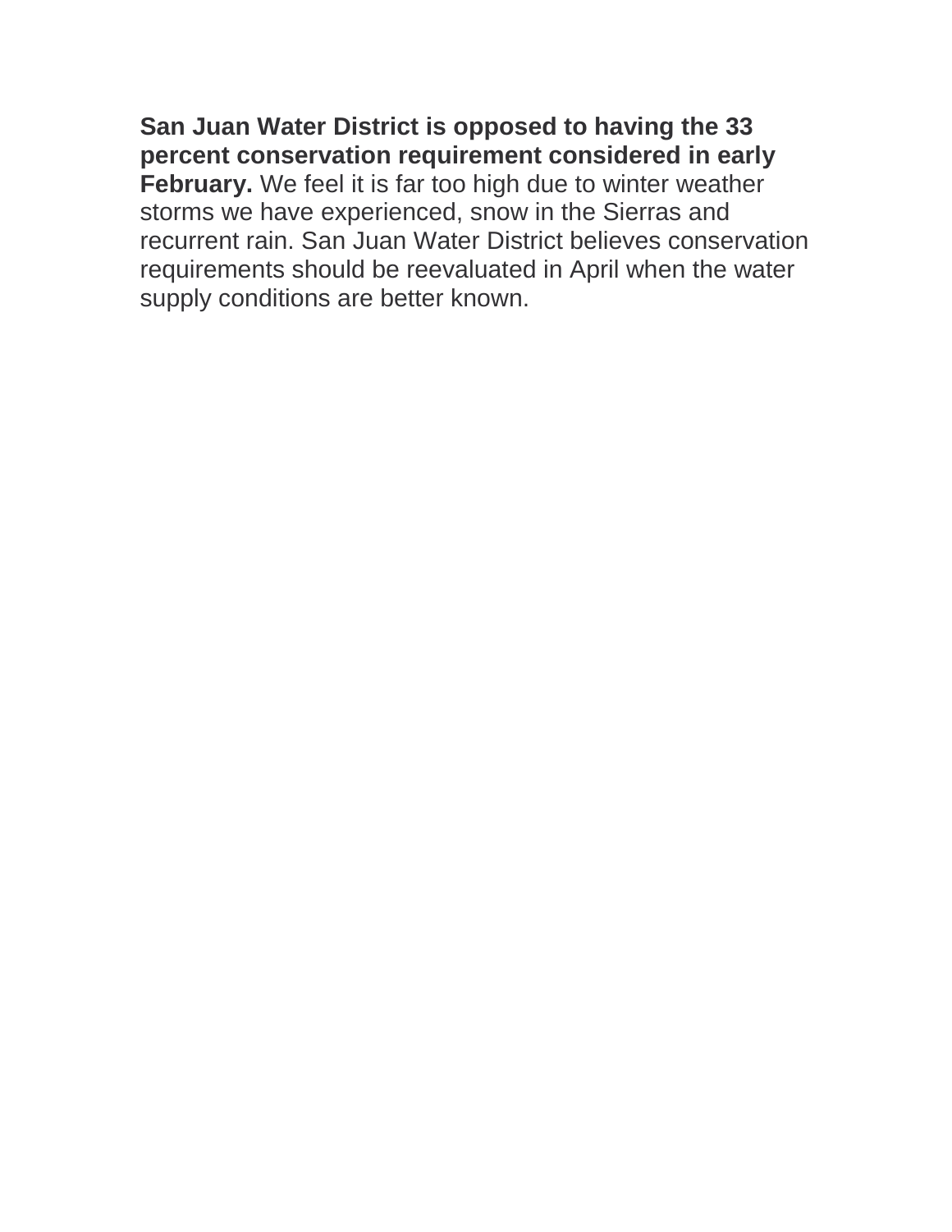**San Juan Water District is opposed to having the 33 percent conservation requirement considered in early February.** We feel it is far too high due to winter weather storms we have experienced, snow in the Sierras and recurrent rain. San Juan Water District believes conservation requirements should be reevaluated in April when the water supply conditions are better known.